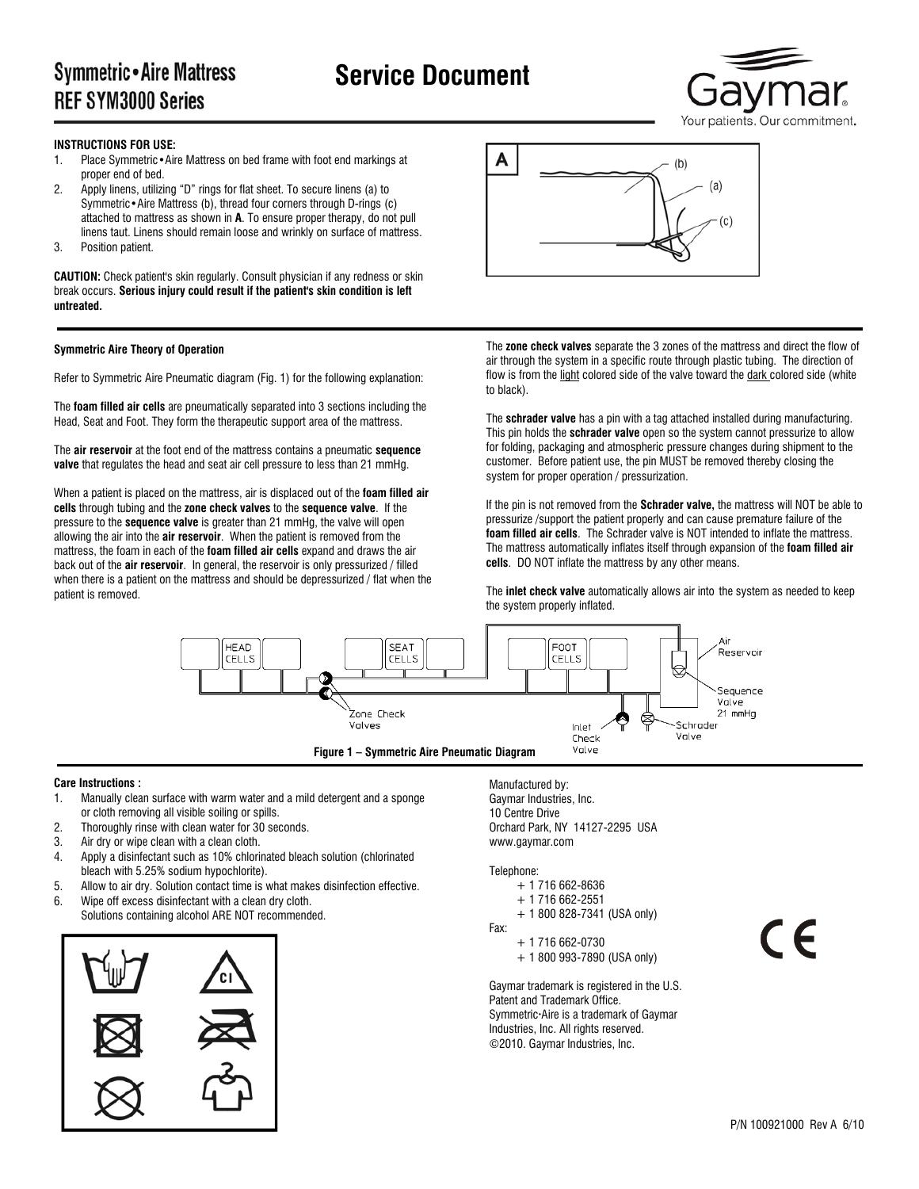# Symmetric•Aire Mattress REF SYM3000 Series

# Service Document

Gaymar
Your patients. Our commitment.

**INSTRUCTIONS FOR USE:**

1. Place Symmetric•Aire Mattress on bed frame with foot end markings at proper end of bed.
2. Apply linens, utilizing "D" rings for flat sheet. To secure linens (a) to Symmetric•Aire Mattress (b), thread four corners through D-rings (c) attached to mattress as shown in **A**. To ensure proper therapy, do not pull linens taut. Linens should remain loose and wrinkly on surface of mattress.
3. Position patient.

**CAUTION:** Check patient's skin regularly. Consult physician if any redness or skin break occurs. **Serious injury could result if the patient's skin condition is left untreated.**

A

(b)

(a)

(c)

**Symmetric Aire Theory of Operation**

Refer to Symmetric Aire Pneumatic diagram (Fig. 1) for the following explanation:

The **foam filled air cells** are pneumatically separated into 3 sections including the Head, Seat and Foot. They form the therapeutic support area of the mattress.

The **air reservoir** at the foot end of the mattress contains a pneumatic **sequence valve** that regulates the head and seat air cell pressure to less than 21 mmHg.

When a patient is placed on the mattress, air is displaced out of the **foam filled air cells** through tubing and the **zone check valves** to the **sequence valve**. If the pressure to the **sequence valve** is greater than 21 mmHg, the valve will open allowing the air into the **air reservoir**. When the patient is removed from the mattress, the foam in each of the **foam filled air cells** expand and draws the air back out of the **air reservoir**. In general, the reservoir is only pressurized / filled when there is a patient on the mattress and should be depressurized / flat when the patient is removed.

The **zone check valves** separate the 3 zones of the mattress and direct the flow of air through the system in a specific route through plastic tubing. The direction of flow is from the light colored side of the valve toward the dark colored side (white to black).

The **schrader valve** has a pin with a tag attached installed during manufacturing. This pin holds the **schrader valve** open so the system cannot pressurize to allow for folding, packaging and atmospheric pressure changes during shipment to the customer. Before patient use, the pin MUST be removed thereby closing the system for proper operation / pressurization.

If the pin is not removed from the **Schrader valve,** the mattress will NOT be able to pressurize /support the patient properly and can cause premature failure of the **foam filled air cells**. The Schrader valve is NOT intended to inflate the mattress. The mattress automatically inflates itself through expansion of the **foam filled air cells**. DO NOT inflate the mattress by any other means.

The **inlet check valve** automatically allows air into the system as needed to keep the system properly inflated.

HEAD CELLS

SEAT CELLS

FOOT CELLS

Air Reservoir

Sequence Valve 21 mmHg

Zone Check Valves

Inlet Check Valve

Schrader Valve

**Figure 1 – Symmetric Aire Pneumatic Diagram**

**Care Instructions :**

1. Manually clean surface with warm water and a mild detergent and a sponge or cloth removing all visible soiling or spills.
2. Thoroughly rinse with clean water for 30 seconds.
3. Air dry or wipe clean with a clean cloth.
4. Apply a disinfectant such as 10% chlorinated bleach solution (chlorinated bleach with 5.25% sodium hypochlorite).
5. Allow to air dry. Solution contact time is what makes disinfection effective.
6. Wipe off excess disinfectant with a clean dry cloth.

Solutions containing alcohol ARE NOT recommended.

Cl

Manufactured by:
Gaymar Industries, Inc.
10 Centre Drive
Orchard Park, NY 14127-2295 USA
www.gaymar.com

Telephone:
+ 1 716 662-8636
+ 1 716 662-2551
+ 1 800 828-7341 (USA only)

Fax:
+ 1 716 662-0730
+ 1 800 993-7890 (USA only)

Gaymar trademark is registered in the U.S. Patent and Trademark Office.
Symmetric·Aire is a trademark of Gaymar Industries, Inc. All rights reserved.
©2010. Gaymar Industries, Inc.

CE

P/N 100921000 Rev A 6/10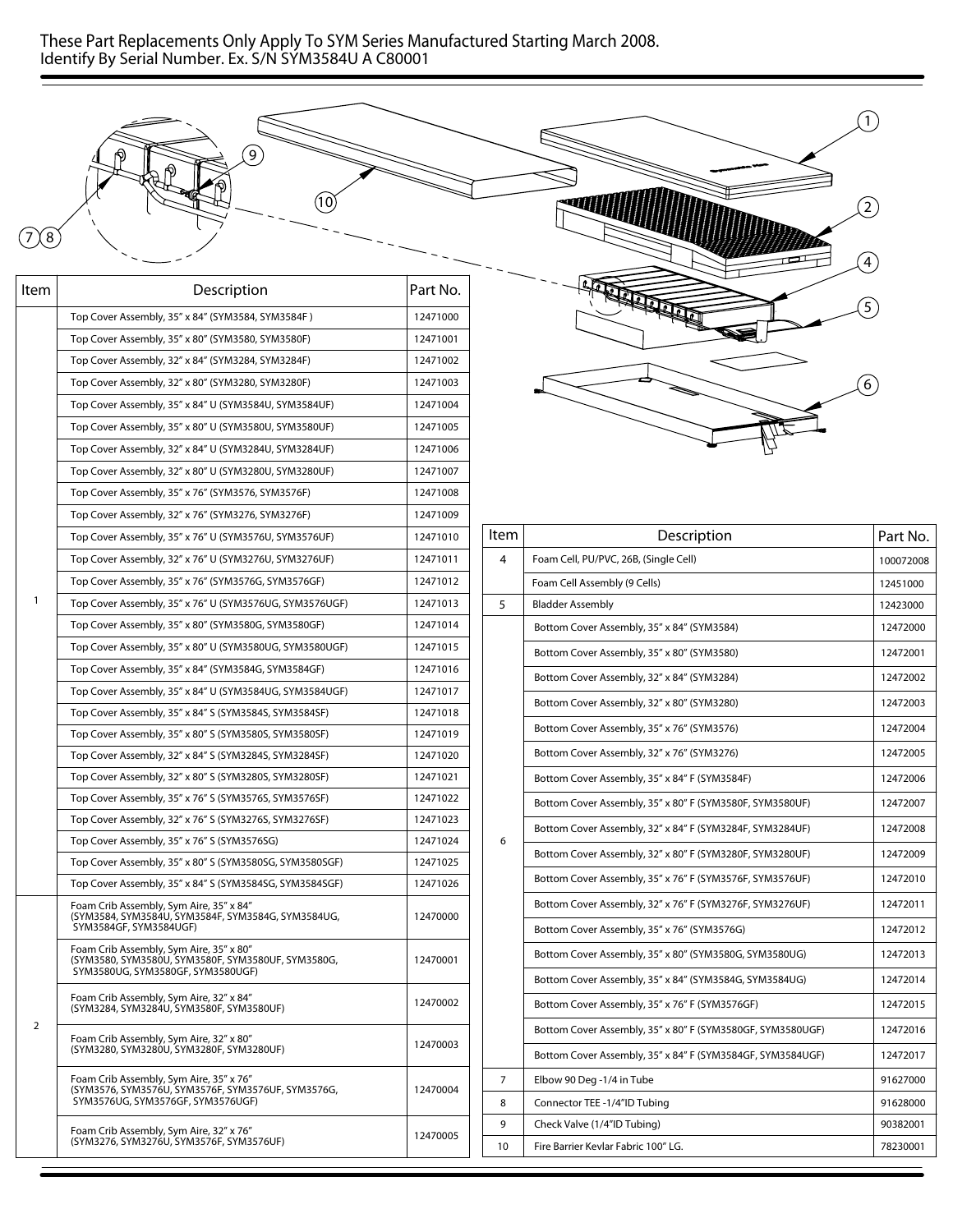These Part Replacements Only Apply To SYM Series Manufactured Starting March 2008.
Identify By Serial Number. Ex. S/N SYM3584U A C80001

1
2
4
5
6
7 8
9
10

| Item | Description | Part No. |
|---|---|---|
| 1 | Top Cover Assembly, 35" x 84" (SYM3584, SYM3584F ) | 12471000 |
| | Top Cover Assembly, 35" x 80" (SYM3580, SYM3580F) | 12471001 |
| | Top Cover Assembly, 32" x 84" (SYM3284, SYM3284F) | 12471002 |
| | Top Cover Assembly, 32" x 80" (SYM3280, SYM3280F) | 12471003 |
| | Top Cover Assembly, 35" x 84" U (SYM3584U, SYM3584UF) | 12471004 |
| | Top Cover Assembly, 35" x 80" U (SYM3580U, SYM3580UF) | 12471005 |
| | Top Cover Assembly, 32" x 84" U (SYM3284U, SYM3284UF) | 12471006 |
| | Top Cover Assembly, 32" x 80" U (SYM3280U, SYM3280UF) | 12471007 |
| | Top Cover Assembly, 35" x 76" (SYM3576, SYM3576F) | 12471008 |
| | Top Cover Assembly, 32" x 76" (SYM3276, SYM3276F) | 12471009 |
| | Top Cover Assembly, 35" x 76" U (SYM3576U, SYM3576UF) | 12471010 |
| | Top Cover Assembly, 32" x 76" U (SYM3276U, SYM3276UF) | 12471011 |
| | Top Cover Assembly, 35" x 76" (SYM3576G, SYM3576GF) | 12471012 |
| | Top Cover Assembly, 35" x 76" U (SYM3576UG, SYM3576UGF) | 12471013 |
| | Top Cover Assembly, 35" x 80" (SYM3580G, SYM3580GF) | 12471014 |
| | Top Cover Assembly, 35" x 80" U (SYM3580UG, SYM3580UGF) | 12471015 |
| | Top Cover Assembly, 35" x 84" (SYM3584G, SYM3584GF) | 12471016 |
| | Top Cover Assembly, 35" x 84" U (SYM3584UG, SYM3584UGF) | 12471017 |
| | Top Cover Assembly, 35" x 84" S (SYM3584S, SYM3584SF) | 12471018 |
| | Top Cover Assembly, 35" x 80" S (SYM3580S, SYM3580SF) | 12471019 |
| | Top Cover Assembly, 32" x 84" S (SYM3284S, SYM3284SF) | 12471020 |
| | Top Cover Assembly, 32" x 80" S (SYM3280S, SYM3280SF) | 12471021 |
| | Top Cover Assembly, 35" x 76" S (SYM3576S, SYM3576SF) | 12471022 |
| | Top Cover Assembly, 32" x 76" S (SYM3276S, SYM3276SF) | 12471023 |
| | Top Cover Assembly, 35" x 76" S (SYM3576SG) | 12471024 |
| | Top Cover Assembly, 35" x 80" S (SYM3580SG, SYM3580SGF) | 12471025 |
| | Top Cover Assembly, 35" x 84" S (SYM3584SG, SYM3584SGF) | 12471026 |
| 2 | Foam Crib Assembly, Sym Aire, 35" x 84" (SYM3584, SYM3584U, SYM3584F, SYM3584G, SYM3584UG, SYM3584GF, SYM3584UGF) | 12470000 |
| | Foam Crib Assembly, Sym Aire, 35" x 80" (SYM3580, SYM3580U, SYM3580F, SYM3580UF, SYM3580G, SYM3580UG, SYM3580GF, SYM3580UGF) | 12470001 |
| | Foam Crib Assembly, Sym Aire, 32" x 84" (SYM3284, SYM3284U, SYM3580F, SYM3580UF) | 12470002 |
| | Foam Crib Assembly, Sym Aire, 32" x 80" (SYM3280, SYM3280U, SYM3280F, SYM3280UF) | 12470003 |
| | Foam Crib Assembly, Sym Aire, 35" x 76" (SYM3576, SYM3576U, SYM3576F, SYM3576UF, SYM3576G, SYM3576UG, SYM3576GF, SYM3576UGF) | 12470004 |
| | Foam Crib Assembly, Sym Aire, 32" x 76" (SYM3276, SYM3276U, SYM3576F, SYM3576UF) | 12470005 |

| Item | Description | Part No. |
|---|---|---|
| 4 | Foam Cell, PU/PVC, 26B, (Single Cell) | 100072008 |
| | Foam Cell Assembly (9 Cells) | 12451000 |
| 5 | Bladder Assembly | 12423000 |
| 6 | Bottom Cover Assembly, 35" x 84" (SYM3584) | 12472000 |
| | Bottom Cover Assembly, 35" x 80" (SYM3580) | 12472001 |
| | Bottom Cover Assembly, 32" x 84" (SYM3284) | 12472002 |
| | Bottom Cover Assembly, 32" x 80" (SYM3280) | 12472003 |
| | Bottom Cover Assembly, 35" x 76" (SYM3576) | 12472004 |
| | Bottom Cover Assembly, 32" x 76" (SYM3276) | 12472005 |
| | Bottom Cover Assembly, 35" x 84" F (SYM3584F) | 12472006 |
| | Bottom Cover Assembly, 35" x 80" F (SYM3580F, SYM3580UF) | 12472007 |
| | Bottom Cover Assembly, 32" x 84" F (SYM3284F, SYM3284UF) | 12472008 |
| | Bottom Cover Assembly, 32" x 80" F (SYM3280F, SYM3280UF) | 12472009 |
| | Bottom Cover Assembly, 35" x 76" F (SYM3576F, SYM3576UF) | 12472010 |
| | Bottom Cover Assembly, 32" x 76" F (SYM3276F, SYM3276UF) | 12472011 |
| | Bottom Cover Assembly, 35" x 76" (SYM3576G) | 12472012 |
| | Bottom Cover Assembly, 35" x 80" (SYM3580G, SYM3580UG) | 12472013 |
| | Bottom Cover Assembly, 35" x 84" (SYM3584G, SYM3584UG) | 12472014 |
| | Bottom Cover Assembly, 35" x 76" F (SYM3576GF) | 12472015 |
| | Bottom Cover Assembly, 35" x 80" F (SYM3580GF, SYM3580UGF) | 12472016 |
| | Bottom Cover Assembly, 35" x 84" F (SYM3584GF, SYM3584UGF) | 12472017 |
| 7 | Elbow 90 Deg -1/4 in Tube | 91627000 |
| 8 | Connector TEE -1/4"ID Tubing | 91628000 |
| 9 | Check Valve (1/4"ID Tubing) | 90382001 |
| 10 | Fire Barrier Kevlar Fabric 100" LG. | 78230001 |